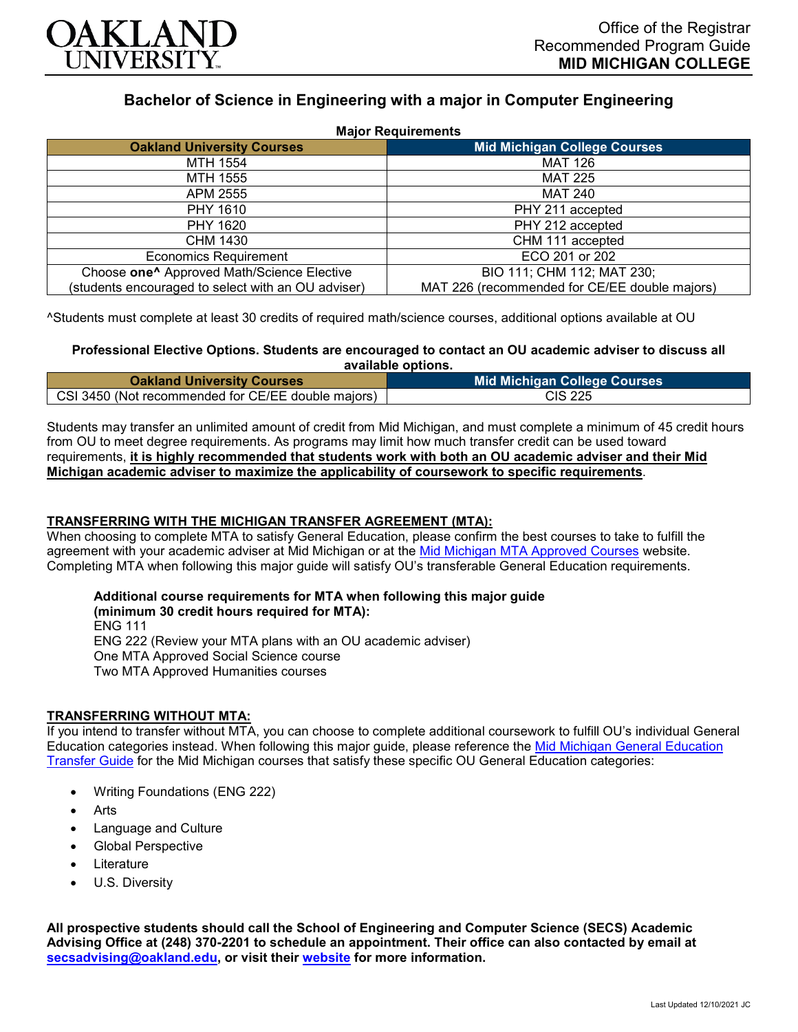OAKLAND UNIVERSITY

Office of the Registrar
Recommended Program Guide
**MID MICHIGAN COLLEGE**

## Bachelor of Science in Engineering with a major in Computer Engineering

**Major Requirements**

| Oakland University Courses | Mid Michigan College Courses |
|---|---|
| MTH 1554 | MAT 126 |
| MTH 1555 | MAT 225 |
| APM 2555 | MAT 240 |
| PHY 1610 | PHY 211 accepted |
| PHY 1620 | PHY 212 accepted |
| CHM 1430 | CHM 111 accepted |
| Economics Requirement | ECO 201 or 202 |
| Choose **one**^ Approved Math/Science Elective (students encouraged to select with an OU adviser) | BIO 111; CHM 112; MAT 230; MAT 226 (recommended for CE/EE double majors) |

^Students must complete at least 30 credits of required math/science courses, additional options available at OU

**Professional Elective Options. Students are encouraged to contact an OU academic adviser to discuss all available options.**

| Oakland University Courses | Mid Michigan College Courses |
|---|---|
| CSI 3450 (Not recommended for CE/EE double majors) | CIS 225 |

Students may transfer an unlimited amount of credit from Mid Michigan, and must complete a minimum of 45 credit hours from OU to meet degree requirements. As programs may limit how much transfer credit can be used toward requirements, **it is highly recommended that students work with both an OU academic adviser and their Mid Michigan academic adviser to maximize the applicability of coursework to specific requirements**.

### TRANSFERRING WITH THE MICHIGAN TRANSFER AGREEMENT (MTA):

When choosing to complete MTA to satisfy General Education, please confirm the best courses to take to fulfill the agreement with your academic adviser at Mid Michigan or at the Mid Michigan MTA Approved Courses website. Completing MTA when following this major guide will satisfy OU's transferable General Education requirements.

**Additional course requirements for MTA when following this major guide (minimum 30 credit hours required for MTA):**
ENG 111
ENG 222 (Review your MTA plans with an OU academic adviser)
One MTA Approved Social Science course
Two MTA Approved Humanities courses

### TRANSFERRING WITHOUT MTA:

If you intend to transfer without MTA, you can choose to complete additional coursework to fulfill OU's individual General Education categories instead. When following this major guide, please reference the Mid Michigan General Education Transfer Guide for the Mid Michigan courses that satisfy these specific OU General Education categories:

- Writing Foundations (ENG 222)
- Arts
- Language and Culture
- Global Perspective
- Literature
- U.S. Diversity

**All prospective students should call the School of Engineering and Computer Science (SECS) Academic Advising Office at (248) 370-2201 to schedule an appointment. Their office can also contacted by email at secsadvising@oakland.edu, or visit their website for more information.**

Last Updated 12/10/2021 JC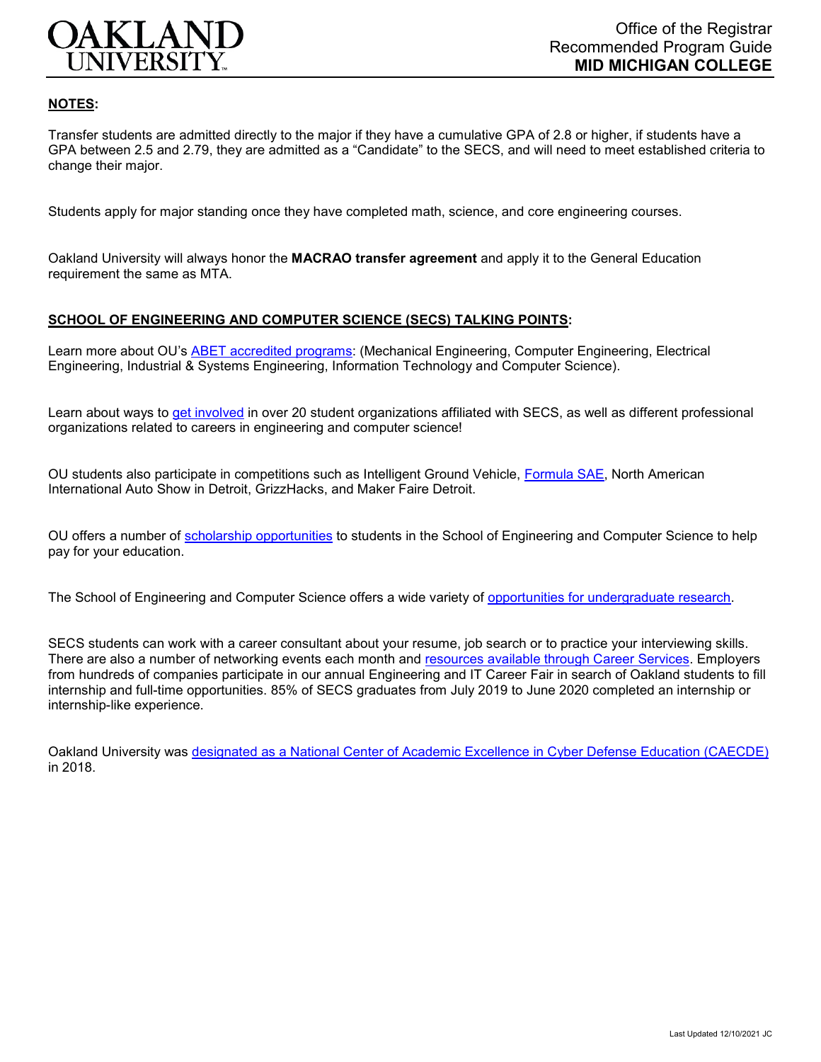**NOTES:**

Transfer students are admitted directly to the major if they have a cumulative GPA of 2.8 or higher, if students have a GPA between 2.5 and 2.79, they are admitted as a “Candidate” to the SECS, and will need to meet established criteria to change their major.

Students apply for major standing once they have completed math, science, and core engineering courses.

Oakland University will always honor the **MACRAO transfer agreement** and apply it to the General Education requirement the same as MTA.

**SCHOOL OF ENGINEERING AND COMPUTER SCIENCE (SECS) TALKING POINTS:**

Learn more about OU’s ABET accredited programs: (Mechanical Engineering, Computer Engineering, Electrical Engineering, Industrial & Systems Engineering, Information Technology and Computer Science).

Learn about ways to get involved in over 20 student organizations affiliated with SECS, as well as different professional organizations related to careers in engineering and computer science!

OU students also participate in competitions such as Intelligent Ground Vehicle, Formula SAE, North American International Auto Show in Detroit, GrizzHacks, and Maker Faire Detroit.

OU offers a number of scholarship opportunities to students in the School of Engineering and Computer Science to help pay for your education.

The School of Engineering and Computer Science offers a wide variety of opportunities for undergraduate research.

SECS students can work with a career consultant about your resume, job search or to practice your interviewing skills. There are also a number of networking events each month and resources available through Career Services. Employers from hundreds of companies participate in our annual Engineering and IT Career Fair in search of Oakland students to fill internship and full-time opportunities. 85% of SECS graduates from July 2019 to June 2020 completed an internship or internship-like experience.

Oakland University was designated as a National Center of Academic Excellence in Cyber Defense Education (CAECDE) in 2018.

Last Updated 12/10/2021 JC